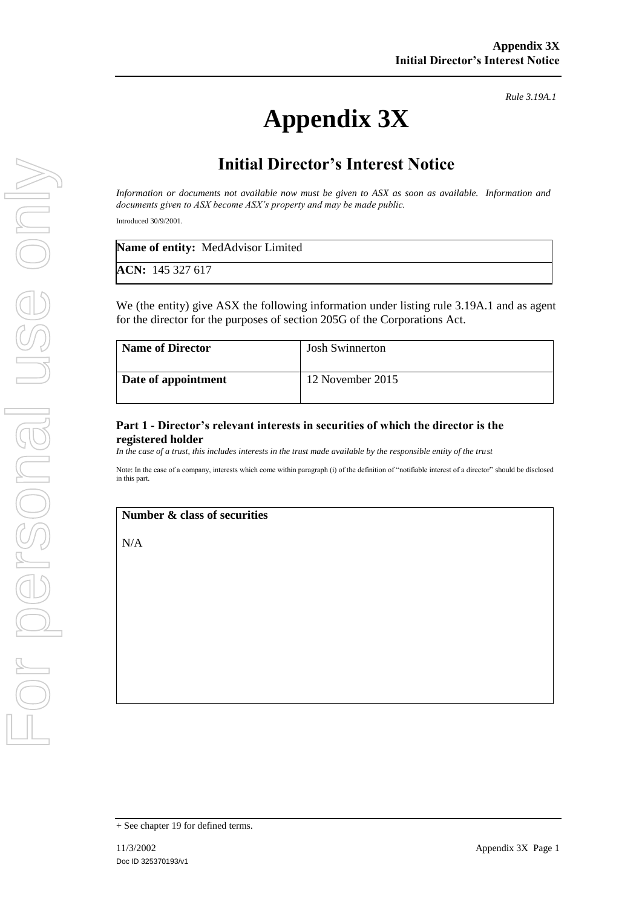*Rule 3.19A.1*

# Appendix 3X

## Initial Director's Interest Notice

*Information or documents not available now must be given to ASX as soon as available. Information and documents given to ASX become ASX's property and may be made public.*

Introduced 30/9/2001.

| **Name of entity:** MedAdvisor Limited |
|---|
| **ACN:** 145 327 617 |

We (the entity) give ASX the following information under listing rule 3.19A.1 and as agent for the director for the purposes of section 205G of the Corporations Act.

| **Name of Director** | Josh Swinnerton |
|---|---|
| **Date of appointment** | 12 November 2015 |

### Part 1 - Director's relevant interests in securities of which the director is the registered holder

*In the case of a trust, this includes interests in the trust made available by the responsible entity of the trust*

Note: In the case of a company, interests which come within paragraph (i) of the definition of "notifiable interest of a director" should be disclosed in this part.

| **Number & class of securities** |
|---|
| N/A |

+ See chapter 19 for defined terms.

11/3/2002

Doc ID 325370193/v1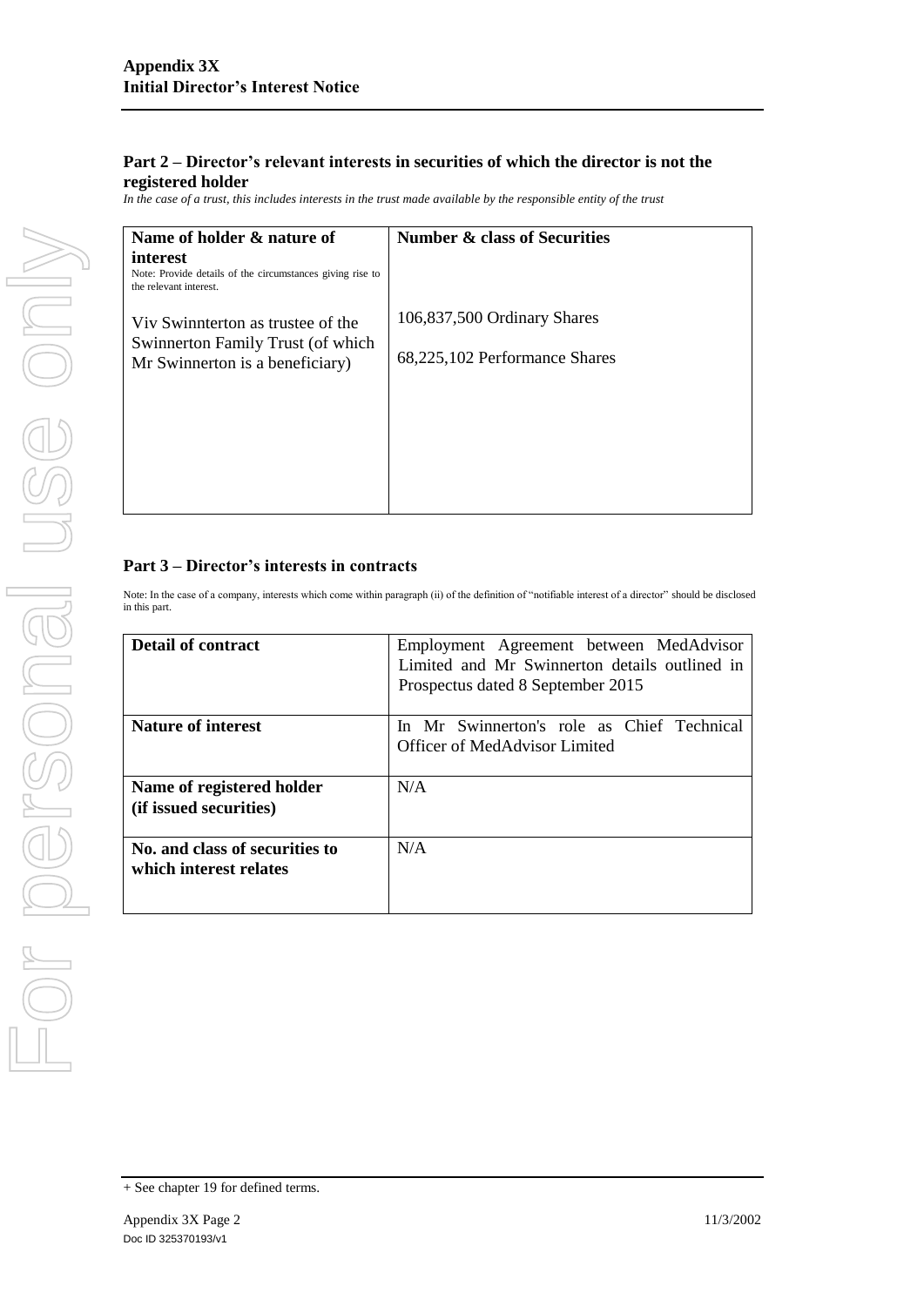## Part 2 – Director's relevant interests in securities of which the director is not the registered holder

*In the case of a trust, this includes interests in the trust made available by the responsible entity of the trust*

| **Name of holder & nature of interest**<br>Note: Provide details of the circumstances giving rise to the relevant interest. | **Number & class of Securities** |
|---|---|
| Viv Swinnterton as trustee of the Swinnerton Family Trust (of which Mr Swinnerton is a beneficiary) | 106,837,500 Ordinary Shares<br><br>68,225,102 Performance Shares |

## Part 3 – Director's interests in contracts

Note: In the case of a company, interests which come within paragraph (ii) of the definition of "notifiable interest of a director" should be disclosed in this part.

| | |
|---|---|
| **Detail of contract** | Employment Agreement between MedAdvisor Limited and Mr Swinnerton details outlined in Prospectus dated 8 September 2015 |
| **Nature of interest** | In Mr Swinnerton's role as Chief Technical Officer of MedAdvisor Limited |
| **Name of registered holder (if issued securities)** | N/A |
| **No. and class of securities to which interest relates** | N/A |

+ See chapter 19 for defined terms.

Doc ID 325370193/v1